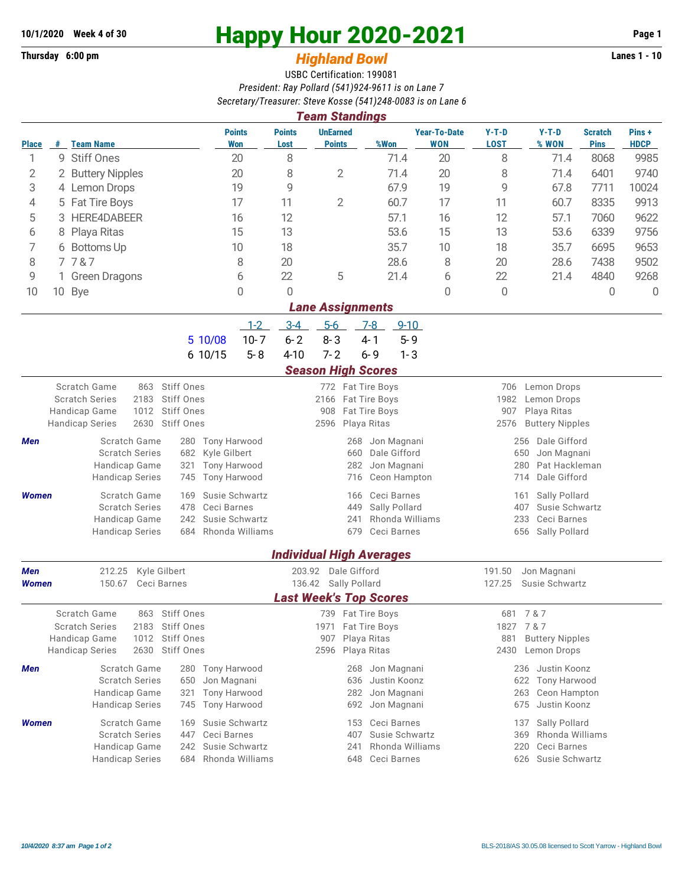10/1/2020 Week 4 of 30

Thursday 6:00 pm

# Happy Hour 2020-2021

## *Highland Bowl*

Lanes 1 - 10

USBC Certification: 199081

*President: Ray Pollard (541)924-9611 is on Lane 7*

*Secretary/Treasurer: Steve Kosse (541)248-0083 is on Lane 6*

### *Team Standings*

| Place | # | Team Name | Points Won | Points Lost | UnEarned Points | %Won | Year-To-Date WON | Y-T-D LOST | Y-T-D % WON | Scratch Pins | Pins + HDCP |
|---|---|---|---|---|---|---|---|---|---|---|---|
| 1 | 9 | Stiff Ones | 20 | 8 | | 71.4 | 20 | 8 | 71.4 | 8068 | 9985 |
| 2 | 2 | Buttery Nipples | 20 | 8 | 2 | 71.4 | 20 | 8 | 71.4 | 6401 | 9740 |
| 3 | 4 | Lemon Drops | 19 | 9 | | 67.9 | 19 | 9 | 67.8 | 7711 | 10024 |
| 4 | 5 | Fat Tire Boys | 17 | 11 | 2 | 60.7 | 17 | 11 | 60.7 | 8335 | 9913 |
| 5 | 3 | HERE4DABEER | 16 | 12 | | 57.1 | 16 | 12 | 57.1 | 7060 | 9622 |
| 6 | 8 | Playa Ritas | 15 | 13 | | 53.6 | 15 | 13 | 53.6 | 6339 | 9756 |
| 7 | 6 | Bottoms Up | 10 | 18 | | 35.7 | 10 | 18 | 35.7 | 6695 | 9653 |
| 8 | 7 | 7 & 7 | 8 | 20 | | 28.6 | 8 | 20 | 28.6 | 7438 | 9502 |
| 9 | 1 | Green Dragons | 6 | 22 | 5 | 21.4 | 6 | 22 | 21.4 | 4840 | 9268 |
| 10 | 10 | Bye | 0 | 0 | | | 0 | 0 | | 0 | 0 |

### *Lane Assignments*

| | 1-2 | 3-4 | 5-6 | 7-8 | 9-10 |
|---|---|---|---|---|---|
| 5 10/08 | 10- 7 | 6- 2 | 8- 3 | 4- 1 | 5- 9 |
| 6 10/15 | 5- 8 | 4-10 | 7- 2 | 6- 9 | 1- 3 |

### *Season High Scores*

| | | | | | | |
|---|---|---|---|---|---|---|
| Scratch Game | 863 | Stiff Ones | 772 | Fat Tire Boys | 706 | Lemon Drops |
| Scratch Series | 2183 | Stiff Ones | 2166 | Fat Tire Boys | 1982 | Lemon Drops |
| Handicap Game | 1012 | Stiff Ones | 908 | Fat Tire Boys | 907 | Playa Ritas |
| Handicap Series | 2630 | Stiff Ones | 2596 | Playa Ritas | 2576 | Buttery Nipples |

| | | | | | | | |
|---|---|---|---|---|---|---|---|
| ***Men*** | Scratch Game | 280 | Tony Harwood | 268 | Jon Magnani | 256 | Dale Gifford |
| | Scratch Series | 682 | Kyle Gilbert | 660 | Dale Gifford | 650 | Jon Magnani |
| | Handicap Game | 321 | Tony Harwood | 282 | Jon Magnani | 280 | Pat Hackleman |
| | Handicap Series | 745 | Tony Harwood | 716 | Ceon Hampton | 714 | Dale Gifford |
| ***Women*** | Scratch Game | 169 | Susie Schwartz | 166 | Ceci Barnes | 161 | Sally Pollard |
| | Scratch Series | 478 | Ceci Barnes | 449 | Sally Pollard | 407 | Susie Schwartz |
| | Handicap Game | 242 | Susie Schwartz | 241 | Rhonda Williams | 233 | Ceci Barnes |
| | Handicap Series | 684 | Rhonda Williams | 679 | Ceci Barnes | 656 | Sally Pollard |

### *Individual High Averages*

| | | | | | | |
|---|---|---|---|---|---|---|
| ***Men*** | 212.25 | Kyle Gilbert | 203.92 | Dale Gifford | 191.50 | Jon Magnani |
| ***Women*** | 150.67 | Ceci Barnes | 136.42 | Sally Pollard | 127.25 | Susie Schwartz |

### *Last Week's Top Scores*

| | | | | | | |
|---|---|---|---|---|---|---|
| Scratch Game | 863 | Stiff Ones | 739 | Fat Tire Boys | 681 | 7 & 7 |
| Scratch Series | 2183 | Stiff Ones | 1971 | Fat Tire Boys | 1827 | 7 & 7 |
| Handicap Game | 1012 | Stiff Ones | 907 | Playa Ritas | 881 | Buttery Nipples |
| Handicap Series | 2630 | Stiff Ones | 2596 | Playa Ritas | 2430 | Lemon Drops |

| | | | | | | | |
|---|---|---|---|---|---|---|---|
| ***Men*** | Scratch Game | 280 | Tony Harwood | 268 | Jon Magnani | 236 | Justin Koonz |
| | Scratch Series | 650 | Jon Magnani | 636 | Justin Koonz | 622 | Tony Harwood |
| | Handicap Game | 321 | Tony Harwood | 282 | Jon Magnani | 263 | Ceon Hampton |
| | Handicap Series | 745 | Tony Harwood | 692 | Jon Magnani | 675 | Justin Koonz |
| ***Women*** | Scratch Game | 169 | Susie Schwartz | 153 | Ceci Barnes | 137 | Sally Pollard |
| | Scratch Series | 447 | Ceci Barnes | 407 | Susie Schwartz | 369 | Rhonda Williams |
| | Handicap Game | 242 | Susie Schwartz | 241 | Rhonda Williams | 220 | Ceci Barnes |
| | Handicap Series | 684 | Rhonda Williams | 648 | Ceci Barnes | 626 | Susie Schwartz |

*10/4/2020 8:37 am*

BLS-2018/AS 30.05.08 licensed to Scott Yarrow - Highland Bowl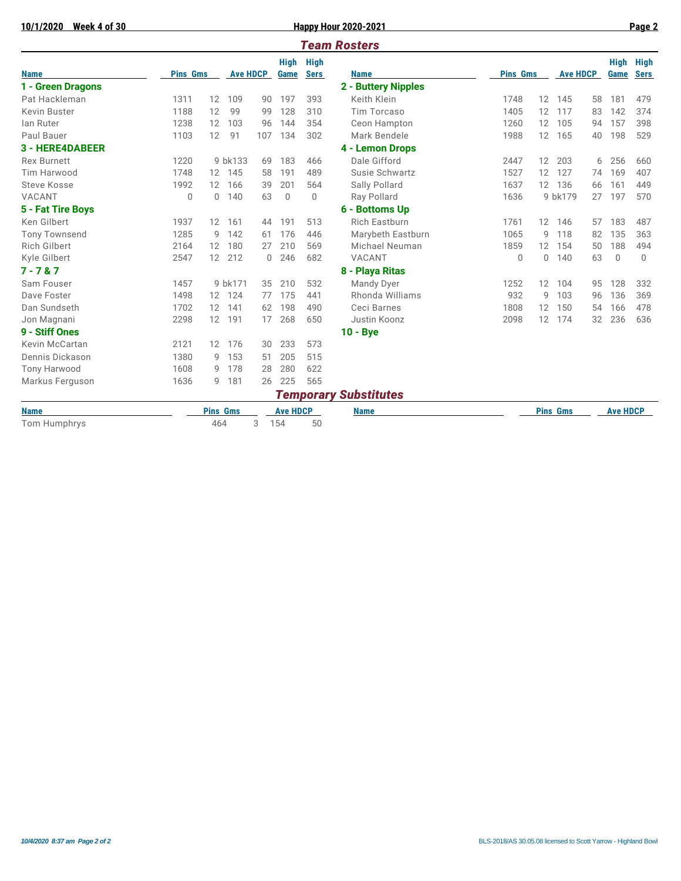## *Team Rosters*

| Name | Pins | Gms | Ave | HDCP | High Game | High Sers |
|---|---|---|---|---|---|---|
| **1 - Green Dragons** | | | | | | |
| Pat Hackleman | 1311 | 12 | 109 | 90 | 197 | 393 |
| Kevin Buster | 1188 | 12 | 99 | 99 | 128 | 310 |
| Ian Ruter | 1238 | 12 | 103 | 96 | 144 | 354 |
| Paul Bauer | 1103 | 12 | 91 | 107 | 134 | 302 |
| **3 - HERE4DABEER** | | | | | | |
| Rex Burnett | 1220 | 9 | bk133 | 69 | 183 | 466 |
| Tim Harwood | 1748 | 12 | 145 | 58 | 191 | 489 |
| Steve Kosse | 1992 | 12 | 166 | 39 | 201 | 564 |
| VACANT | 0 | 0 | 140 | 63 | 0 | 0 |
| **5 - Fat Tire Boys** | | | | | | |
| Ken Gilbert | 1937 | 12 | 161 | 44 | 191 | 513 |
| Tony Townsend | 1285 | 9 | 142 | 61 | 176 | 446 |
| Rich Gilbert | 2164 | 12 | 180 | 27 | 210 | 569 |
| Kyle Gilbert | 2547 | 12 | 212 | 0 | 246 | 682 |
| **7 - 7 & 7** | | | | | | |
| Sam Fouser | 1457 | 9 | bk171 | 35 | 210 | 532 |
| Dave Foster | 1498 | 12 | 124 | 77 | 175 | 441 |
| Dan Sundseth | 1702 | 12 | 141 | 62 | 198 | 490 |
| Jon Magnani | 2298 | 12 | 191 | 17 | 268 | 650 |
| **9 - Stiff Ones** | | | | | | |
| Kevin McCartan | 2121 | 12 | 176 | 30 | 233 | 573 |
| Dennis Dickason | 1380 | 9 | 153 | 51 | 205 | 515 |
| Tony Harwood | 1608 | 9 | 178 | 28 | 280 | 622 |
| Markus Ferguson | 1636 | 9 | 181 | 26 | 225 | 565 |
| **2 - Buttery Nipples** | | | | | | |
| Keith Klein | 1748 | 12 | 145 | 58 | 181 | 479 |
| Tim Torcaso | 1405 | 12 | 117 | 83 | 142 | 374 |
| Ceon Hampton | 1260 | 12 | 105 | 94 | 157 | 398 |
| Mark Bendele | 1988 | 12 | 165 | 40 | 198 | 529 |
| **4 - Lemon Drops** | | | | | | |
| Dale Gifford | 2447 | 12 | 203 | 6 | 256 | 660 |
| Susie Schwartz | 1527 | 12 | 127 | 74 | 169 | 407 |
| Sally Pollard | 1637 | 12 | 136 | 66 | 161 | 449 |
| Ray Pollard | 1636 | 9 | bk179 | 27 | 197 | 570 |
| **6 - Bottoms Up** | | | | | | |
| Rich Eastburn | 1761 | 12 | 146 | 57 | 183 | 487 |
| Marybeth Eastburn | 1065 | 9 | 118 | 82 | 135 | 363 |
| Michael Neuman | 1859 | 12 | 154 | 50 | 188 | 494 |
| VACANT | 0 | 0 | 140 | 63 | 0 | 0 |
| **8 - Playa Ritas** | | | | | | |
| Mandy Dyer | 1252 | 12 | 104 | 95 | 128 | 332 |
| Rhonda Williams | 932 | 9 | 103 | 96 | 136 | 369 |
| Ceci Barnes | 1808 | 12 | 150 | 54 | 166 | 478 |
| Justin Koonz | 2098 | 12 | 174 | 32 | 236 | 636 |
| **10 - Bye** | | | | | | |

## *Temporary Substitutes*

| Name | Pins | Gms | Ave | HDCP |
|---|---|---|---|---|
| Tom Humphrys | 464 | 3 | 154 | 50 |